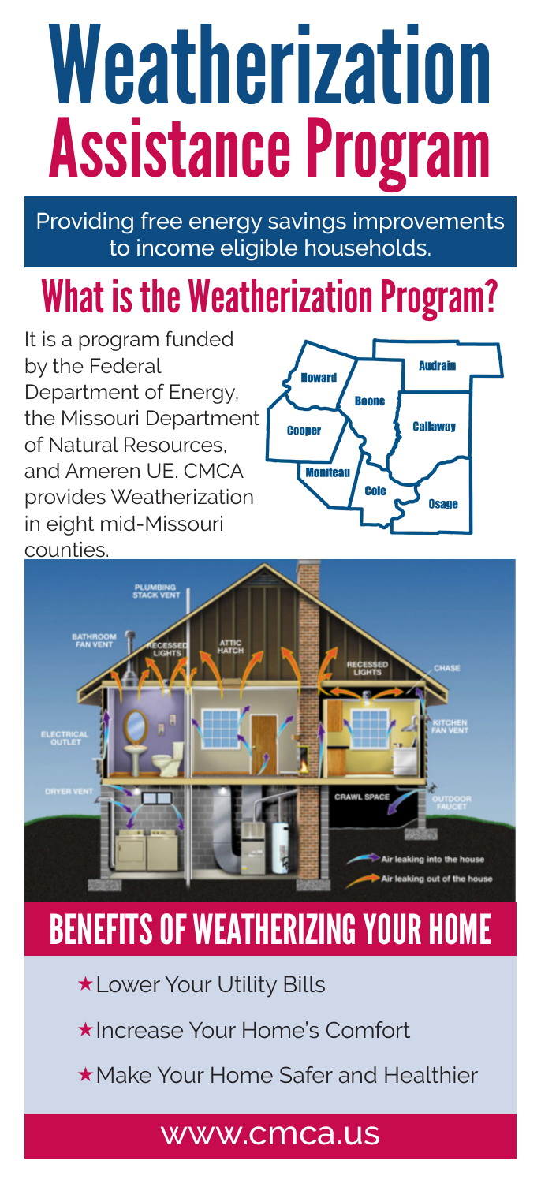# Weatherization Assistance Program

Providing free energy savings improvements to income eligible households.

## What is the Weatherization Program?

It is a program funded by the Federal Department of Energy, the Missouri Department of Natural Resources, and Ameren UE. CMCA provides Weatherization in eight mid-Missouri counties.

Howard, Boone, Audrain, Cooper, Callaway, Moniteau, Cole, Osage

PLUMBING STACK VENT, BATHROOM FAN VENT, RECESSED LIGHTS, ATTIC HATCH, RECESSED LIGHTS, CHASE, ELECTRICAL OUTLET, KITCHEN FAN VENT, DRYER VENT, CRAWL SPACE, OUTDOOR FAUCET

Air leaking into the house

Air leaking out of the house

## BENEFITS OF WEATHERIZING YOUR HOME

- ★Lower Your Utility Bills
- ★Increase Your Home's Comfort
- ★Make Your Home Safer and Healthier

www.cmca.us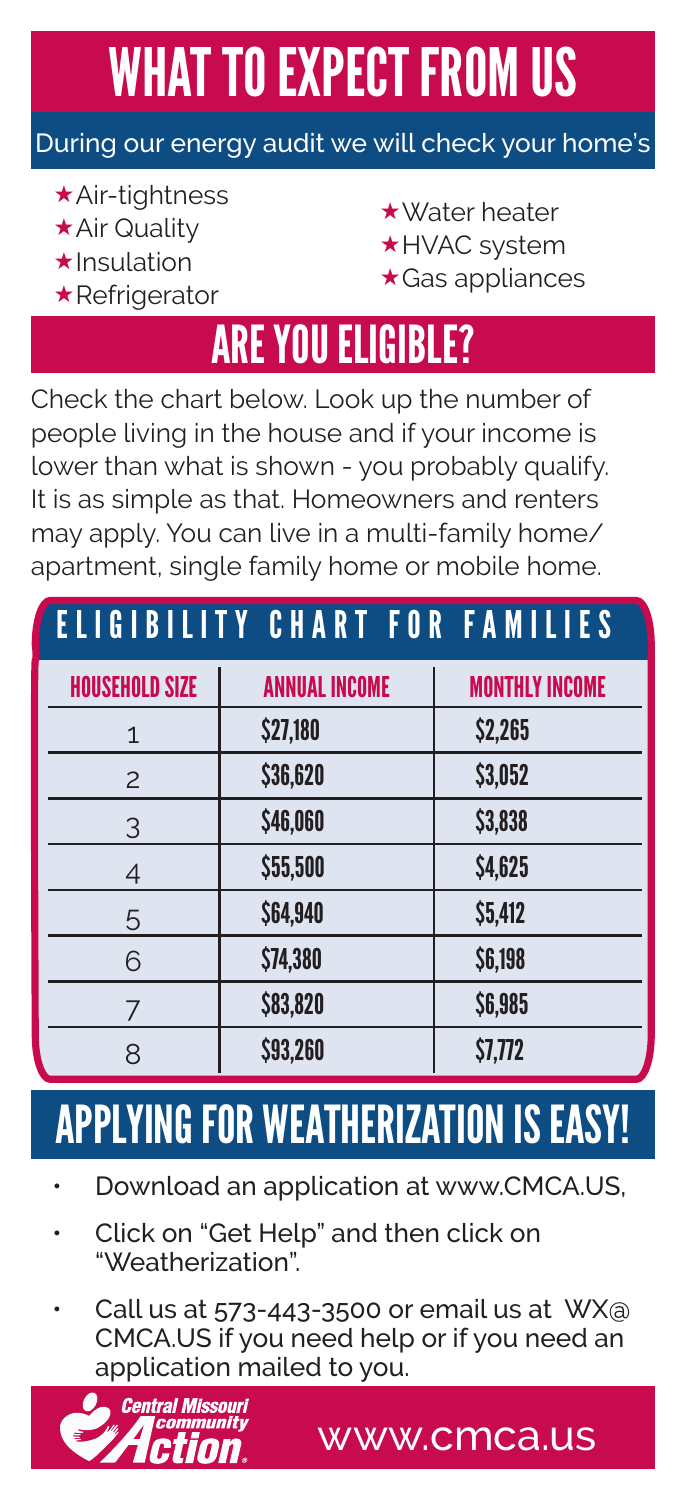# WHAT TO EXPECT FROM US

During our energy audit we will check your home's

- ★Air-tightness
- ★Air Quality
- ★Insulation
- ★Refrigerator
- ★Water heater
- ★HVAC system
- ★Gas appliances

# ARE YOU ELIGIBLE?

Check the chart below. Look up the number of people living in the house and if your income is lower than what is shown - you probably qualify. It is as simple as that. Homeowners and renters may apply. You can live in a multi-family home/ apartment, single family home or mobile home.

## ELIGIBILITY CHART FOR FAMILIES

| HOUSEHOLD SIZE | ANNUAL INCOME | MONTHLY INCOME |
| --- | --- | --- |
| 1 | $27,180 | $2,265 |
| 2 | $36,620 | $3,052 |
| 3 | $46,060 | $3,838 |
| 4 | $55,500 | $4,625 |
| 5 | $64,940 | $5,412 |
| 6 | $74,380 | $6,198 |
| 7 | $83,820 | $6,985 |
| 8 | $93,260 | $7,772 |

# APPLYING FOR WEATHERIZATION IS EASY!

- Download an application at www.CMCA.US,
- Click on "Get Help" and then click on "Weatherization".
- Call us at 573-443-3500 or email us at WX@CMCA.US if you need help or if you need an application mailed to you.

Central Missouri Community Action

www.cmca.us